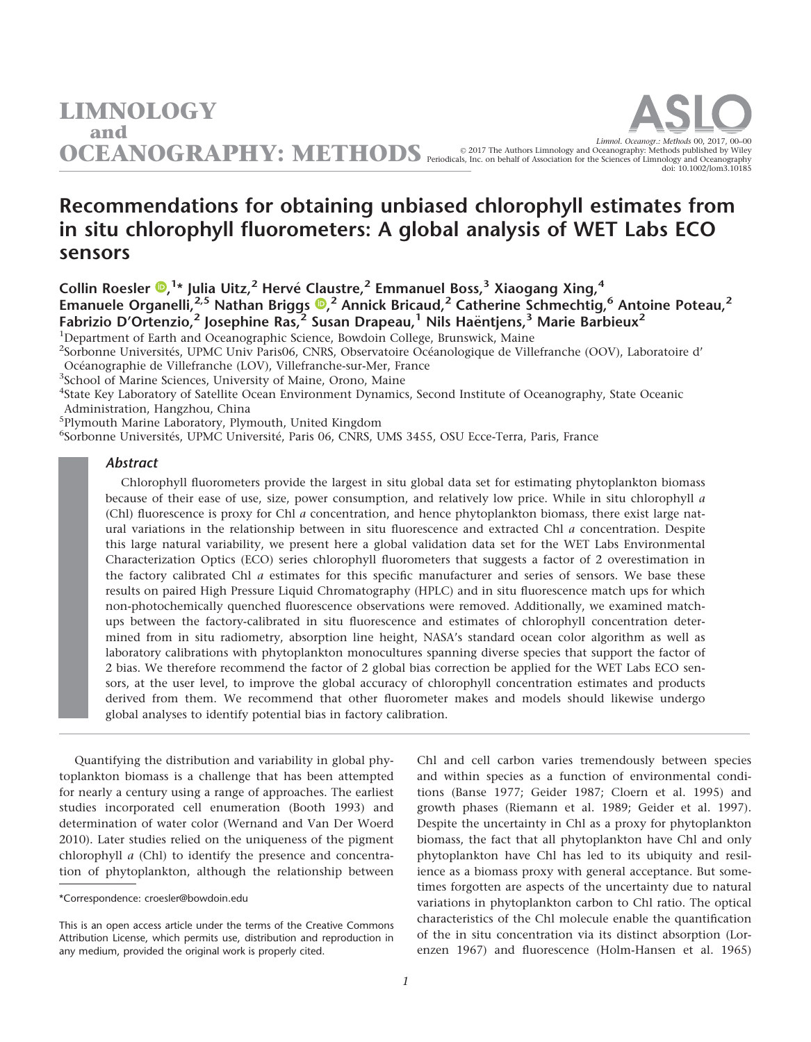# Recommendations for obtaining unbiased chlorophyll estimates from in situ chlorophyll fluorometers: A global analysis of WET Labs ECO sensors

**Collin Roesler,[1]* Julia Uitz,[2] Hervé Claustre,[2] Emmanuel Boss,[3] Xiaogang Xing,[4] Emanuele Organelli,[2,5] Nathan Briggs,[2] Annick Bricaud,[2] Catherine Schmechtig,[6] Antoine Poteau,[2] Fabrizio D'Ortenzio,[2] Josephine Ras,[2] Susan Drapeau,[1] Nils Haëntjens,[3] Marie Barbieux[2]**

[1]Department of Earth and Oceanographic Science, Bowdoin College, Brunswick, Maine

[2]Sorbonne Universités, UPMC Univ Paris06, CNRS, Observatoire Océanologique de Villefranche (OOV), Laboratoire d' Océanographie de Villefranche (LOV), Villefranche-sur-Mer, France

[3]School of Marine Sciences, University of Maine, Orono, Maine

[4]State Key Laboratory of Satellite Ocean Environment Dynamics, Second Institute of Oceanography, State Oceanic Administration, Hangzhou, China

[5]Plymouth Marine Laboratory, Plymouth, United Kingdom

[6]Sorbonne Universités, UPMC Université, Paris 06, CNRS, UMS 3455, OSU Ecce-Terra, Paris, France

## Abstract

Chlorophyll fluorometers provide the largest in situ global data set for estimating phytoplankton biomass because of their ease of use, size, power consumption, and relatively low price. While in situ chlorophyll *a* (Chl) fluorescence is proxy for Chl *a* concentration, and hence phytoplankton biomass, there exist large natural variations in the relationship between in situ fluorescence and extracted Chl *a* concentration. Despite this large natural variability, we present here a global validation data set for the WET Labs Environmental Characterization Optics (ECO) series chlorophyll fluorometers that suggests a factor of 2 overestimation in the factory calibrated Chl *a* estimates for this specific manufacturer and series of sensors. We base these results on paired High Pressure Liquid Chromatography (HPLC) and in situ fluorescence match ups for which non-photochemically quenched fluorescence observations were removed. Additionally, we examined matchups between the factory-calibrated in situ fluorescence and estimates of chlorophyll concentration determined from in situ radiometry, absorption line height, NASA's standard ocean color algorithm as well as laboratory calibrations with phytoplankton monocultures spanning diverse species that support the factor of 2 bias. We therefore recommend the factor of 2 global bias correction be applied for the WET Labs ECO sensors, at the user level, to improve the global accuracy of chlorophyll concentration estimates and products derived from them. We recommend that other fluorometer makes and models should likewise undergo global analyses to identify potential bias in factory calibration.

Quantifying the distribution and variability in global phytoplankton biomass is a challenge that has been attempted for nearly a century using a range of approaches. The earliest studies incorporated cell enumeration (Booth 1993) and determination of water color (Wernand and Van Der Woerd 2010). Later studies relied on the uniqueness of the pigment chlorophyll *a* (Chl) to identify the presence and concentration of phytoplankton, although the relationship between Chl and cell carbon varies tremendously between species and within species as a function of environmental conditions (Banse 1977; Geider 1987; Cloern et al. 1995) and growth phases (Riemann et al. 1989; Geider et al. 1997). Despite the uncertainty in Chl as a proxy for phytoplankton biomass, the fact that all phytoplankton have Chl and only phytoplankton have Chl has led to its ubiquity and resilience as a biomass proxy with general acceptance. But sometimes forgotten are aspects of the uncertainty due to natural variations in phytoplankton carbon to Chl ratio. The optical characteristics of the Chl molecule enable the quantification of the in situ concentration via its distinct absorption (Lorenzen 1967) and fluorescence (Holm-Hansen et al. 1965)

*Correspondence: croesler@bowdoin.edu

This is an open access article under the terms of the Creative Commons Attribution License, which permits use, distribution and reproduction in any medium, provided the original work is properly cited.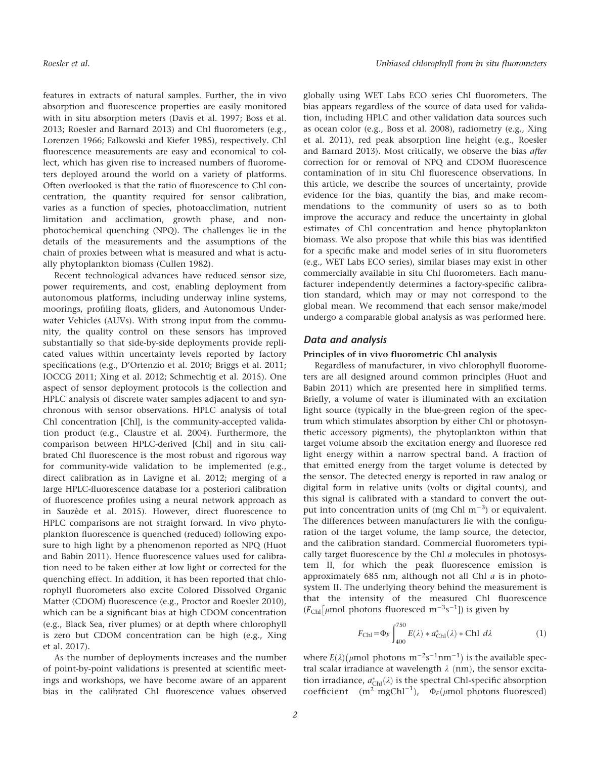features in extracts of natural samples. Further, the in vivo absorption and fluorescence properties are easily monitored with in situ absorption meters (Davis et al. 1997; Boss et al. 2013; Roesler and Barnard 2013) and Chl fluorometers (e.g., Lorenzen 1966; Falkowski and Kiefer 1985), respectively. Chl fluorescence measurements are easy and economical to collect, which has given rise to increased numbers of fluorometers deployed around the world on a variety of platforms. Often overlooked is that the ratio of fluorescence to Chl concentration, the quantity required for sensor calibration, varies as a function of species, photoacclimation, nutrient limitation and acclimation, growth phase, and nonphotochemical quenching (NPQ). The challenges lie in the details of the measurements and the assumptions of the chain of proxies between what is measured and what is actually phytoplankton biomass (Cullen 1982).

Recent technological advances have reduced sensor size, power requirements, and cost, enabling deployment from autonomous platforms, including underway inline systems, moorings, profiling floats, gliders, and Autonomous Underwater Vehicles (AUVs). With strong input from the community, the quality control on these sensors has improved substantially so that side-by-side deployments provide replicated values within uncertainty levels reported by factory specifications (e.g., D'Ortenzio et al. 2010; Briggs et al. 2011; IOCCG 2011; Xing et al. 2012; Schmechtig et al. 2015). One aspect of sensor deployment protocols is the collection and HPLC analysis of discrete water samples adjacent to and synchronous with sensor observations. HPLC analysis of total Chl concentration [Chl], is the community-accepted validation product (e.g., Claustre et al. 2004). Furthermore, the comparison between HPLC-derived [Chl] and in situ calibrated Chl fluorescence is the most robust and rigorous way for community-wide validation to be implemented (e.g., direct calibration as in Lavigne et al. 2012; merging of a large HPLC-fluorescence database for a posteriori calibration of fluorescence profiles using a neural network approach as in Sauzède et al. 2015). However, direct fluorescence to HPLC comparisons are not straight forward. In vivo phytoplankton fluorescence is quenched (reduced) following exposure to high light by a phenomenon reported as NPQ (Huot and Babin 2011). Hence fluorescence values used for calibration need to be taken either at low light or corrected for the quenching effect. In addition, it has been reported that chlorophyll fluorometers also excite Colored Dissolved Organic Matter (CDOM) fluorescence (e.g., Proctor and Roesler 2010), which can be a significant bias at high CDOM concentration (e.g., Black Sea, river plumes) or at depth where chlorophyll is zero but CDOM concentration can be high (e.g., Xing et al. 2017).

As the number of deployments increases and the number of point-by-point validations is presented at scientific meetings and workshops, we have become aware of an apparent bias in the calibrated Chl fluorescence values observed globally using WET Labs ECO series Chl fluorometers. The bias appears regardless of the source of data used for validation, including HPLC and other validation data sources such as ocean color (e.g., Boss et al. 2008), radiometry (e.g., Xing et al. 2011), red peak absorption line height (e.g., Roesler and Barnard 2013). Most critically, we observe the bias *after* correction for or removal of NPQ and CDOM fluorescence contamination of in situ Chl fluorescence observations. In this article, we describe the sources of uncertainty, provide evidence for the bias, quantify the bias, and make recommendations to the community of users so as to both improve the accuracy and reduce the uncertainty in global estimates of Chl concentration and hence phytoplankton biomass. We also propose that while this bias was identified for a specific make and model series of in situ fluorometers (e.g., WET Labs ECO series), similar biases may exist in other commercially available in situ Chl fluorometers. Each manufacturer independently determines a factory-specific calibration standard, which may or may not correspond to the global mean. We recommend that each sensor make/model undergo a comparable global analysis as was performed here.

## Data and analysis

### Principles of in vivo fluorometric Chl analysis

Regardless of manufacturer, in vivo chlorophyll fluorometers are all designed around common principles (Huot and Babin 2011) which are presented here in simplified terms. Briefly, a volume of water is illuminated with an excitation light source (typically in the blue-green region of the spectrum which stimulates absorption by either Chl or photosynthetic accessory pigments), the phytoplankton within that target volume absorb the excitation energy and fluoresce red light energy within a narrow spectral band. A fraction of that emitted energy from the target volume is detected by the sensor. The detected energy is reported in raw analog or digital form in relative units (volts or digital counts), and this signal is calibrated with a standard to convert the output into concentration units of (mg Chl $m^{-3}$) or equivalent. The differences between manufacturers lie with the configuration of the target volume, the lamp source, the detector, and the calibration standard. Commercial fluorometers typically target fluorescence by the Chl *a* molecules in photosystem II, for which the peak fluorescence emission is approximately 685 nm, although not all Chl *a* is in photosystem II. The underlying theory behind the measurement is that the intensity of the measured Chl fluorescence ($F_{\mathrm{Chl}}$[$\mu$mol photons fluoresced $m^{-3}s^{-1}$]) is given by

$$F_{\mathrm{Chl}} = \Phi_F \int_{400}^{750} E(\lambda) * a^*_{\mathrm{Chl}}(\lambda) * \mathrm{Chl}\ d\lambda \qquad (1)$$

where $E(\lambda)$($\mu$mol photons $m^{-2}s^{-1}nm^{-1}$) is the available spectral scalar irradiance at wavelength $\lambda$ (nm), the sensor excitation irradiance, $a^*_{\mathrm{Chl}}(\lambda)$ is the spectral Chl-specific absorption coefficient ($m^2$ $mgChl^{-1}$), $\Phi_F$($\mu$mol photons fluoresced)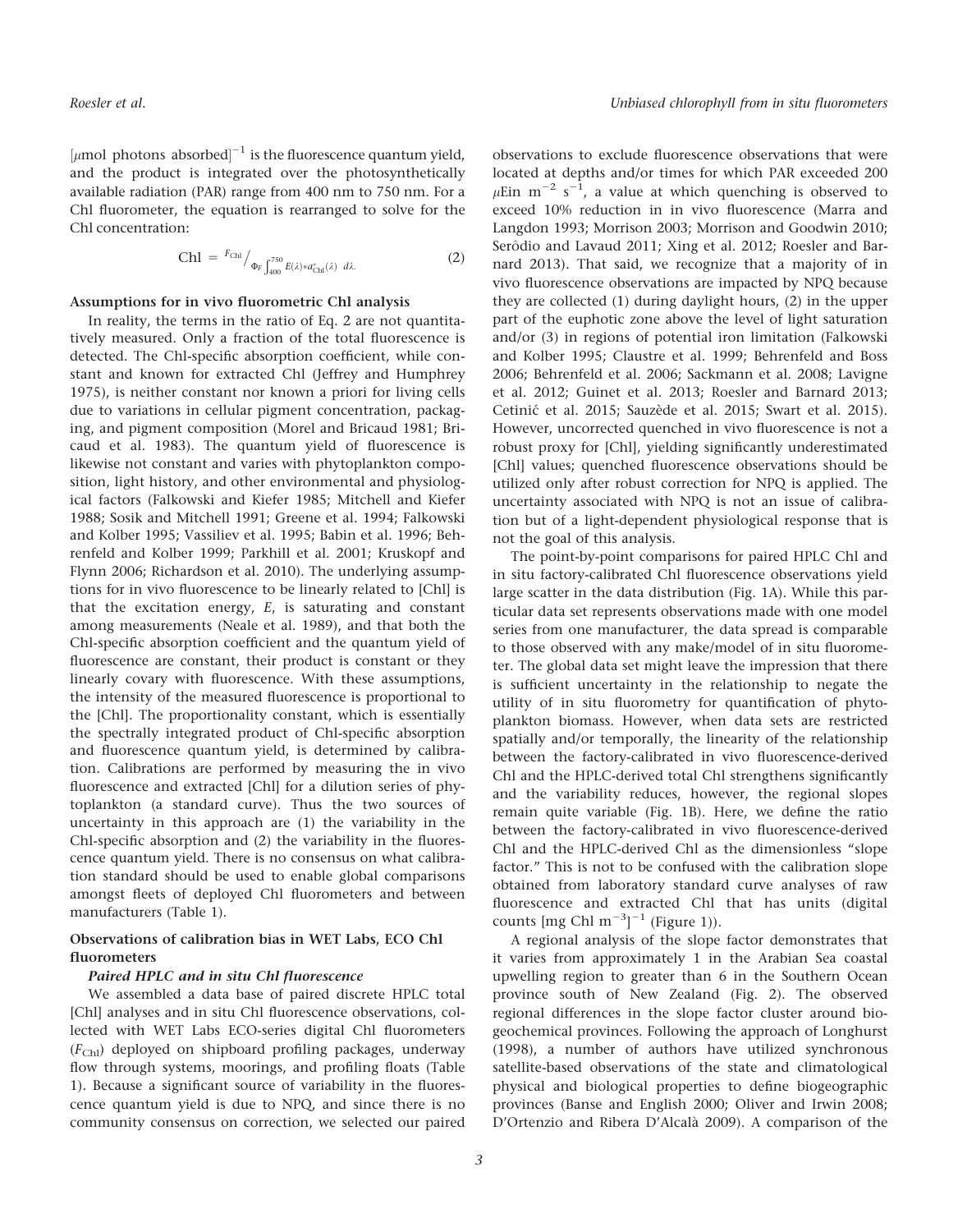[$\mu$mol photons absorbed]$^{-1}$ is the fluorescence quantum yield, and the product is integrated over the photosynthetically available radiation (PAR) range from 400 nm to 750 nm. For a Chl fluorometer, the equation is rearranged to solve for the Chl concentration:

$$\mathrm{Chl} = {F_{\mathrm{Chl}}} \Big/ {\Phi_F \int_{400}^{750} E(\lambda) * a^*_{\mathrm{Chl}}(\lambda) \; d\lambda.} \tag{2}$$

### Assumptions for in vivo fluorometric Chl analysis

In reality, the terms in the ratio of Eq. 2 are not quantitatively measured. Only a fraction of the total fluorescence is detected. The Chl-specific absorption coefficient, while constant and known for extracted Chl (Jeffrey and Humphrey 1975), is neither constant nor known a priori for living cells due to variations in cellular pigment concentration, packaging, and pigment composition (Morel and Bricaud 1981; Bricaud et al. 1983). The quantum yield of fluorescence is likewise not constant and varies with phytoplankton composition, light history, and other environmental and physiological factors (Falkowski and Kiefer 1985; Mitchell and Kiefer 1988; Sosik and Mitchell 1991; Greene et al. 1994; Falkowski and Kolber 1995; Vassiliev et al. 1995; Babin et al. 1996; Behrenfeld and Kolber 1999; Parkhill et al. 2001; Kruskopf and Flynn 2006; Richardson et al. 2010). The underlying assumptions for in vivo fluorescence to be linearly related to [Chl] is that the excitation energy, $E$, is saturating and constant among measurements (Neale et al. 1989), and that both the Chl-specific absorption coefficient and the quantum yield of fluorescence are constant, their product is constant or they linearly covary with fluorescence. With these assumptions, the intensity of the measured fluorescence is proportional to the [Chl]. The proportionality constant, which is essentially the spectrally integrated product of Chl-specific absorption and fluorescence quantum yield, is determined by calibration. Calibrations are performed by measuring the in vivo fluorescence and extracted [Chl] for a dilution series of phytoplankton (a standard curve). Thus the two sources of uncertainty in this approach are (1) the variability in the Chl-specific absorption and (2) the variability in the fluorescence quantum yield. There is no consensus on what calibration standard should be used to enable global comparisons amongst fleets of deployed Chl fluorometers and between manufacturers (Table 1).

### Observations of calibration bias in WET Labs, ECO Chl fluorometers

#### *Paired HPLC and in situ Chl fluorescence*

We assembled a data base of paired discrete HPLC total [Chl] analyses and in situ Chl fluorescence observations, collected with WET Labs ECO-series digital Chl fluorometers ($F_{\mathrm{Chl}}$) deployed on shipboard profiling packages, underway flow through systems, moorings, and profiling floats (Table 1). Because a significant source of variability in the fluorescence quantum yield is due to NPQ, and since there is no community consensus on correction, we selected our paired observations to exclude fluorescence observations that were located at depths and/or times for which PAR exceeded 200 $\mu$Ein m$^{-2}$ s$^{-1}$, a value at which quenching is observed to exceed 10% reduction in in vivo fluorescence (Marra and Langdon 1993; Morrison 2003; Morrison and Goodwin 2010; Serôdio and Lavaud 2011; Xing et al. 2012; Roesler and Barnard 2013). That said, we recognize that a majority of in vivo fluorescence observations are impacted by NPQ because they are collected (1) during daylight hours, (2) in the upper part of the euphotic zone above the level of light saturation and/or (3) in regions of potential iron limitation (Falkowski and Kolber 1995; Claustre et al. 1999; Behrenfeld and Boss 2006; Behrenfeld et al. 2006; Sackmann et al. 2008; Lavigne et al. 2012; Guinet et al. 2013; Roesler and Barnard 2013; Cetinić et al. 2015; Sauzède et al. 2015; Swart et al. 2015). However, uncorrected quenched in vivo fluorescence is not a robust proxy for [Chl], yielding significantly underestimated [Chl] values; quenched fluorescence observations should be utilized only after robust correction for NPQ is applied. The uncertainty associated with NPQ is not an issue of calibration but of a light-dependent physiological response that is not the goal of this analysis.

The point-by-point comparisons for paired HPLC Chl and in situ factory-calibrated Chl fluorescence observations yield large scatter in the data distribution (Fig. 1A). While this particular data set represents observations made with one model series from one manufacturer, the data spread is comparable to those observed with any make/model of in situ fluorometer. The global data set might leave the impression that there is sufficient uncertainty in the relationship to negate the utility of in situ fluorometry for quantification of phytoplankton biomass. However, when data sets are restricted spatially and/or temporally, the linearity of the relationship between the factory-calibrated in vivo fluorescence-derived Chl and the HPLC-derived total Chl strengthens significantly and the variability reduces, however, the regional slopes remain quite variable (Fig. 1B). Here, we define the ratio between the factory-calibrated in vivo fluorescence-derived Chl and the HPLC-derived Chl as the dimensionless "slope factor." This is not to be confused with the calibration slope obtained from laboratory standard curve analyses of raw fluorescence and extracted Chl that has units (digital counts [mg Chl m$^{-3}$]$^{-1}$ (Figure 1)).

A regional analysis of the slope factor demonstrates that it varies from approximately 1 in the Arabian Sea coastal upwelling region to greater than 6 in the Southern Ocean province south of New Zealand (Fig. 2). The observed regional differences in the slope factor cluster around biogeochemical provinces. Following the approach of Longhurst (1998), a number of authors have utilized synchronous satellite-based observations of the state and climatological physical and biological properties to define biogeographic provinces (Banse and English 2000; Oliver and Irwin 2008; D'Ortenzio and Ribera D'Alcalà 2009). A comparison of the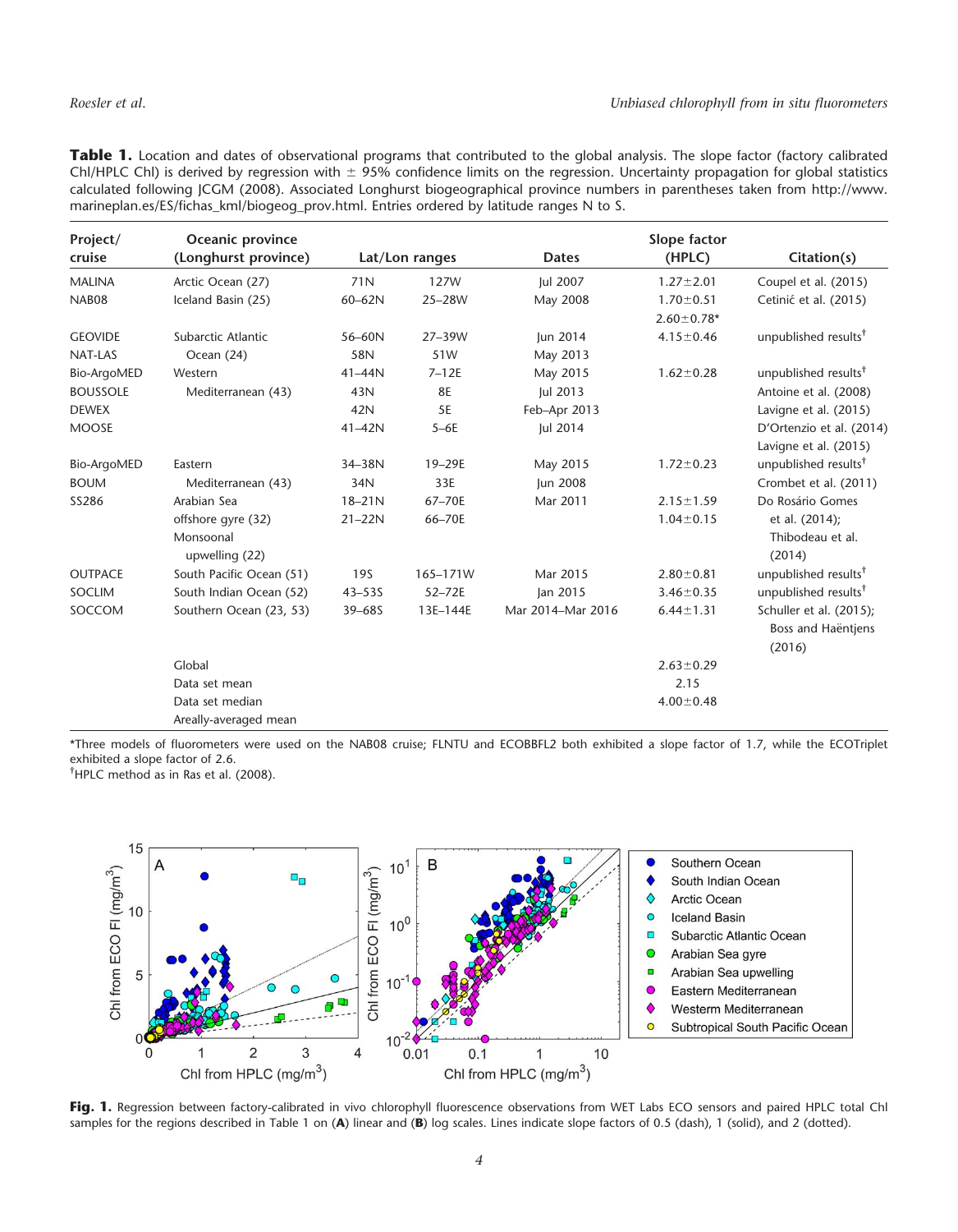**Table 1.** Location and dates of observational programs that contributed to the global analysis. The slope factor (factory calibrated Chl/HPLC Chl) is derived by regression with ± 95% confidence limits on the regression. Uncertainty propagation for global statistics calculated following JCGM (2008). Associated Longhurst biogeographical province numbers in parentheses taken from http://www.marineplan.es/ES/fichas_kml/biogeog_prov.html. Entries ordered by latitude ranges N to S.

| Project/ cruise | Oceanic province (Longhurst province) | Lat/Lon ranges | | Dates | Slope factor (HPLC) | Citation(s) |
|---|---|---|---|---|---|---|
| MALINA | Arctic Ocean (27) | 71N | 127W | Jul 2007 | 1.27±2.01 | Coupel et al. (2015) |
| NAB08 | Iceland Basin (25) | 60–62N | 25–28W | May 2008 | 1.70±0.51<br>2.60±0.78* | Cetinić et al. (2015) |
| GEOVIDE | Subarctic Atlantic Ocean (24) | 56–60N | 27–39W | Jun 2014 | 4.15±0.46 | unpublished results[†] |
| NAT-LAS | | 58N | 51W | May 2013 | | |
| Bio-ArgoMED | Western Mediterranean (43) | 41–44N | 7–12E | May 2015 | 1.62±0.28 | unpublished results[†] |
| BOUSSOLE | | 43N | 8E | Jul 2013 | | Antoine et al. (2008) |
| DEWEX | | 42N | 5E | Feb–Apr 2013 | | Lavigne et al. (2015) |
| MOOSE | | 41–42N | 5–6E | Jul 2014 | | D'Ortenzio et al. (2014)<br>Lavigne et al. (2015) |
| Bio-ArgoMED | Eastern Mediterranean (43) | 34–38N | 19–29E | May 2015 | 1.72±0.23 | unpublished results[†] |
| BOUM | | 34N | 33E | Jun 2008 | | Crombet et al. (2011) |
| SS286 | Arabian Sea offshore gyre (32) | 18–21N | 67–70E | Mar 2011 | 2.15±1.59 | Do Rosário Gomes et al. (2014); Thibodeau et al. (2014) |
| | Monsoonal upwelling (22) | 21–22N | 66–70E | | 1.04±0.15 | |
| OUTPACE | South Pacific Ocean (51) | 19S | 165–171W | Mar 2015 | 2.80±0.81 | unpublished results[†] |
| SOCLIM | South Indian Ocean (52) | 43–53S | 52–72E | Jan 2015 | 3.46±0.35 | unpublished results[†] |
| SOCCOM | Southern Ocean (23, 53) | 39–68S | 13E–144E | Mar 2014–Mar 2016 | 6.44±1.31 | Schuller et al. (2015); Boss and Haëntjens (2016) |
| | Global | | | | 2.63±0.29 | |
| | Data set mean | | | | 2.15 | |
| | Data set median | | | | 4.00±0.48 | |
| | Areally-averaged mean | | | | | |

*Three models of fluorometers were used on the NAB08 cruise; FLNTU and ECOBBFL2 both exhibited a slope factor of 1.7, while the ECOTriplet exhibited a slope factor of 2.6.
[†]HPLC method as in Ras et al. (2008).

**Fig. 1.** Regression between factory-calibrated in vivo chlorophyll fluorescence observations from WET Labs ECO sensors and paired HPLC total Chl samples for the regions described in Table 1 on (**A**) linear and (**B**) log scales. Lines indicate slope factors of 0.5 (dash), 1 (solid), and 2 (dotted).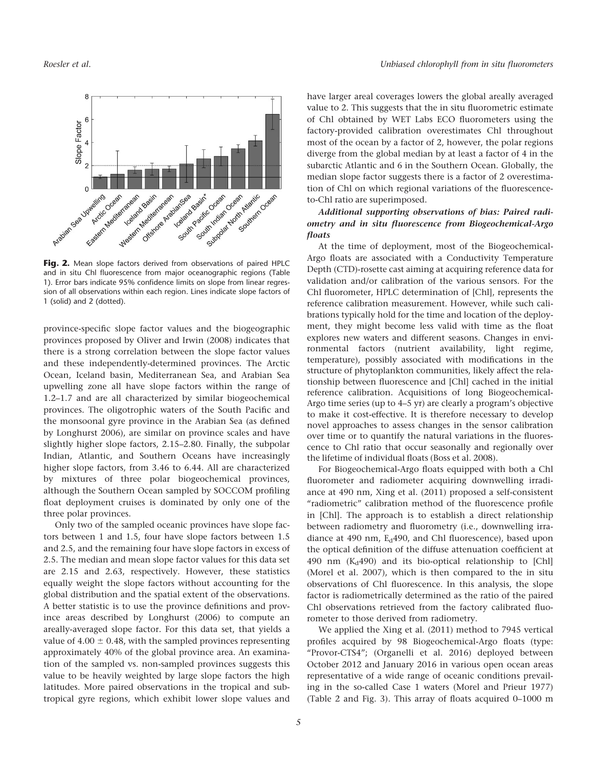**Fig. 2.** Mean slope factors derived from observations of paired HPLC and in situ Chl fluorescence from major oceanographic regions (Table 1). Error bars indicate 95% confidence limits on slope from linear regression of all observations within each region. Lines indicate slope factors of 1 (solid) and 2 (dotted).

province-specific slope factor values and the biogeographic provinces proposed by Oliver and Irwin (2008) indicates that there is a strong correlation between the slope factor values and these independently-determined provinces. The Arctic Ocean, Iceland basin, Mediterranean Sea, and Arabian Sea upwelling zone all have slope factors within the range of 1.2–1.7 and are all characterized by similar biogeochemical provinces. The oligotrophic waters of the South Pacific and the monsoonal gyre province in the Arabian Sea (as defined by Longhurst 2006), are similar on province scales and have slightly higher slope factors, 2.15–2.80. Finally, the subpolar Indian, Atlantic, and Southern Oceans have increasingly higher slope factors, from 3.46 to 6.44. All are characterized by mixtures of three polar biogeochemical provinces, although the Southern Ocean sampled by SOCCOM profiling float deployment cruises is dominated by only one of the three polar provinces.

Only two of the sampled oceanic provinces have slope factors between 1 and 1.5, four have slope factors between 1.5 and 2.5, and the remaining four have slope factors in excess of 2.5. The median and mean slope factor values for this data set are 2.15 and 2.63, respectively. However, these statistics equally weight the slope factors without accounting for the global distribution and the spatial extent of the observations. A better statistic is to use the province definitions and province areas described by Longhurst (2006) to compute an areally-averaged slope factor. For this data set, that yields a value of $4.00 \pm 0.48$, with the sampled provinces representing approximately 40% of the global province area. An examination of the sampled vs. non-sampled provinces suggests this value to be heavily weighted by large slope factors the high latitudes. More paired observations in the tropical and subtropical gyre regions, which exhibit lower slope values and have larger areal coverages lowers the global areally averaged value to 2. This suggests that the in situ fluorometric estimate of Chl obtained by WET Labs ECO fluorometers using the factory-provided calibration overestimates Chl throughout most of the ocean by a factor of 2, however, the polar regions diverge from the global median by at least a factor of 4 in the subarctic Atlantic and 6 in the Southern Ocean. Globally, the median slope factor suggests there is a factor of 2 overestimation of Chl on which regional variations of the fluorescence-to-Chl ratio are superimposed.

### *Additional supporting observations of bias: Paired radiometry and in situ fluorescence from Biogeochemical-Argo floats*

At the time of deployment, most of the Biogeochemical-Argo floats are associated with a Conductivity Temperature Depth (CTD)-rosette cast aiming at acquiring reference data for validation and/or calibration of the various sensors. For the Chl fluorometer, HPLC determination of [Chl], represents the reference calibration measurement. However, while such calibrations typically hold for the time and location of the deployment, they might become less valid with time as the float explores new waters and different seasons. Changes in environmental factors (nutrient availability, light regime, temperature), possibly associated with modifications in the structure of phytoplankton communities, likely affect the relationship between fluorescence and [Chl] cached in the initial reference calibration. Acquisitions of long Biogeochemical-Argo time series (up to 4–5 yr) are clearly a program's objective to make it cost-effective. It is therefore necessary to develop novel approaches to assess changes in the sensor calibration over time or to quantify the natural variations in the fluorescence to Chl ratio that occur seasonally and regionally over the lifetime of individual floats (Boss et al. 2008).

For Biogeochemical-Argo floats equipped with both a Chl fluorometer and radiometer acquiring downwelling irradiance at 490 nm, Xing et al. (2011) proposed a self-consistent "radiometric" calibration method of the fluorescence profile in [Chl]. The approach is to establish a direct relationship between radiometry and fluorometry (i.e., downwelling irradiance at 490 nm, $E_d490$, and Chl fluorescence), based upon the optical definition of the diffuse attenuation coefficient at 490 nm ($K_d490$) and its bio-optical relationship to [Chl] (Morel et al. 2007), which is then compared to the in situ observations of Chl fluorescence. In this analysis, the slope factor is radiometrically determined as the ratio of the paired Chl observations retrieved from the factory calibrated fluorometer to those derived from radiometry.

We applied the Xing et al. (2011) method to 7945 vertical profiles acquired by 98 Biogeochemical-Argo floats (type: "Provor-CTS4"; (Organelli et al. 2016) deployed between October 2012 and January 2016 in various open ocean areas representative of a wide range of oceanic conditions prevailing in the so-called Case 1 waters (Morel and Prieur 1977) (Table 2 and Fig. 3). This array of floats acquired 0–1000 m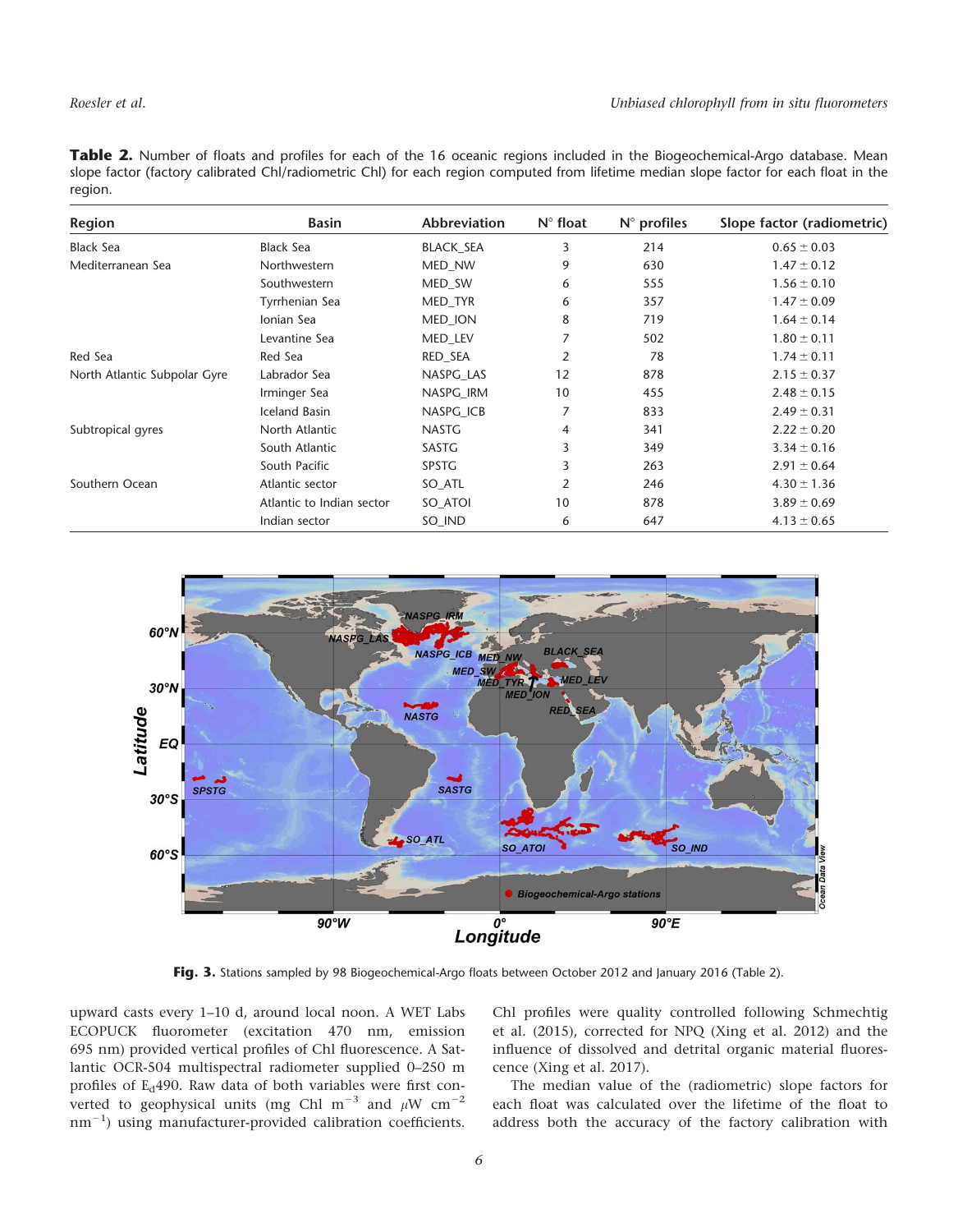**Table 2.** Number of floats and profiles for each of the 16 oceanic regions included in the Biogeochemical-Argo database. Mean slope factor (factory calibrated Chl/radiometric Chl) for each region computed from lifetime median slope factor for each float in the region.

| Region | Basin | Abbreviation | N° float | N° profiles | Slope factor (radiometric) |
|---|---|---|---|---|---|
| Black Sea | Black Sea | BLACK_SEA | 3 | 214 | $0.65 \pm 0.03$ |
| Mediterranean Sea | Northwestern | MED_NW | 9 | 630 | $1.47 \pm 0.12$ |
| | Southwestern | MED_SW | 6 | 555 | $1.56 \pm 0.10$ |
| | Tyrrhenian Sea | MED_TYR | 6 | 357 | $1.47 \pm 0.09$ |
| | Ionian Sea | MED_ION | 8 | 719 | $1.64 \pm 0.14$ |
| | Levantine Sea | MED_LEV | 7 | 502 | $1.80 \pm 0.11$ |
| Red Sea | Red Sea | RED_SEA | 2 | 78 | $1.74 \pm 0.11$ |
| North Atlantic Subpolar Gyre | Labrador Sea | NASPG_LAS | 12 | 878 | $2.15 \pm 0.37$ |
| | Irminger Sea | NASPG_IRM | 10 | 455 | $2.48 \pm 0.15$ |
| | Iceland Basin | NASPG_ICB | 7 | 833 | $2.49 \pm 0.31$ |
| Subtropical gyres | North Atlantic | NASTG | 4 | 341 | $2.22 \pm 0.20$ |
| | South Atlantic | SASTG | 3 | 349 | $3.34 \pm 0.16$ |
| | South Pacific | SPSTG | 3 | 263 | $2.91 \pm 0.64$ |
| Southern Ocean | Atlantic sector | SO_ATL | 2 | 246 | $4.30 \pm 1.36$ |
| | Atlantic to Indian sector | SO_ATOI | 10 | 878 | $3.89 \pm 0.69$ |
| | Indian sector | SO_IND | 6 | 647 | $4.13 \pm 0.65$ |

**Fig. 3.** Stations sampled by 98 Biogeochemical-Argo floats between October 2012 and January 2016 (Table 2).

upward casts every 1–10 d, around local noon. A WET Labs ECOPUCK fluorometer (excitation 470 nm, emission 695 nm) provided vertical profiles of Chl fluorescence. A Satlantic OCR-504 multispectral radiometer supplied 0–250 m profiles of $E_d490$. Raw data of both variables were first converted to geophysical units (mg Chl m$^{-3}$ and $\mu$W cm$^{-2}$ nm$^{-1}$) using manufacturer-provided calibration coefficients. Chl profiles were quality controlled following Schmechtig et al. (2015), corrected for NPQ (Xing et al. 2012) and the influence of dissolved and detrital organic material fluorescence (Xing et al. 2017).

The median value of the (radiometric) slope factors for each float was calculated over the lifetime of the float to address both the accuracy of the factory calibration with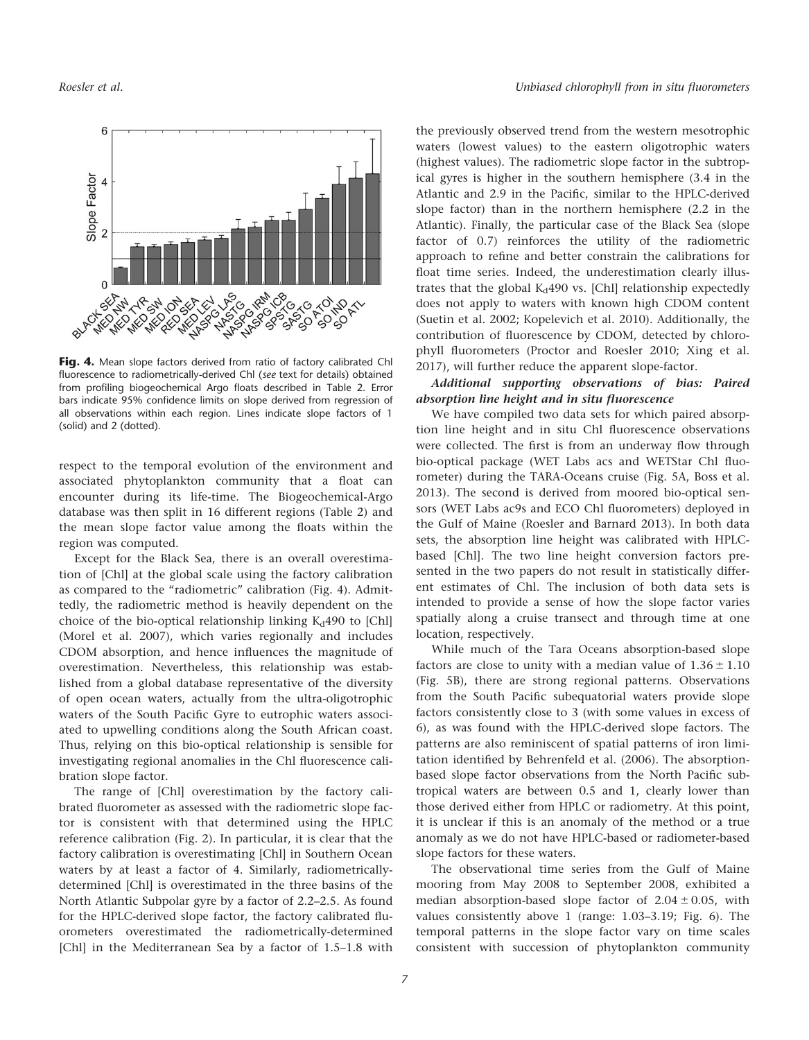**Fig. 4.** Mean slope factors derived from ratio of factory calibrated Chl fluorescence to radiometrically-derived Chl (*see* text for details) obtained from profiling biogeochemical Argo floats described in Table 2. Error bars indicate 95% confidence limits on slope derived from regression of all observations within each region. Lines indicate slope factors of 1 (solid) and 2 (dotted).

respect to the temporal evolution of the environment and associated phytoplankton community that a float can encounter during its life-time. The Biogeochemical-Argo database was then split in 16 different regions (Table 2) and the mean slope factor value among the floats within the region was computed.

Except for the Black Sea, there is an overall overestimation of [Chl] at the global scale using the factory calibration as compared to the "radiometric" calibration (Fig. 4). Admittedly, the radiometric method is heavily dependent on the choice of the bio-optical relationship linking $K_d490$ to [Chl] (Morel et al. 2007), which varies regionally and includes CDOM absorption, and hence influences the magnitude of overestimation. Nevertheless, this relationship was established from a global database representative of the diversity of open ocean waters, actually from the ultra-oligotrophic waters of the South Pacific Gyre to eutrophic waters associated to upwelling conditions along the South African coast. Thus, relying on this bio-optical relationship is sensible for investigating regional anomalies in the Chl fluorescence calibration slope factor.

The range of [Chl] overestimation by the factory calibrated fluorometer as assessed with the radiometric slope factor is consistent with that determined using the HPLC reference calibration (Fig. 2). In particular, it is clear that the factory calibration is overestimating [Chl] in Southern Ocean waters by at least a factor of 4. Similarly, radiometrically-determined [Chl] is overestimated in the three basins of the North Atlantic Subpolar gyre by a factor of 2.2–2.5. As found for the HPLC-derived slope factor, the factory calibrated fluorometers overestimated the radiometrically-determined [Chl] in the Mediterranean Sea by a factor of 1.5–1.8 with the previously observed trend from the western mesotrophic waters (lowest values) to the eastern oligotrophic waters (highest values). The radiometric slope factor in the subtropical gyres is higher in the southern hemisphere (3.4 in the Atlantic and 2.9 in the Pacific, similar to the HPLC-derived slope factor) than in the northern hemisphere (2.2 in the Atlantic). Finally, the particular case of the Black Sea (slope factor of 0.7) reinforces the utility of the radiometric approach to refine and better constrain the calibrations for float time series. Indeed, the underestimation clearly illustrates that the global $K_d490$ vs. [Chl] relationship expectedly does not apply to waters with known high CDOM content (Suetin et al. 2002; Kopelevich et al. 2010). Additionally, the contribution of fluorescence by CDOM, detected by chlorophyll fluorometers (Proctor and Roesler 2010; Xing et al. 2017), will further reduce the apparent slope-factor.

### *Additional supporting observations of bias: Paired absorption line height and in situ fluorescence*

We have compiled two data sets for which paired absorption line height and in situ Chl fluorescence observations were collected. The first is from an underway flow through bio-optical package (WET Labs acs and WETStar Chl fluorometer) during the TARA-Oceans cruise (Fig. 5A, Boss et al. 2013). The second is derived from moored bio-optical sensors (WET Labs ac9s and ECO Chl fluorometers) deployed in the Gulf of Maine (Roesler and Barnard 2013). In both data sets, the absorption line height was calibrated with HPLC-based [Chl]. The two line height conversion factors presented in the two papers do not result in statistically different estimates of Chl. The inclusion of both data sets is intended to provide a sense of how the slope factor varies spatially along a cruise transect and through time at one location, respectively.

While much of the Tara Oceans absorption-based slope factors are close to unity with a median value of $1.36 \pm 1.10$ (Fig. 5B), there are strong regional patterns. Observations from the South Pacific subequatorial waters provide slope factors consistently close to 3 (with some values in excess of 6), as was found with the HPLC-derived slope factors. The patterns are also reminiscent of spatial patterns of iron limitation identified by Behrenfeld et al. (2006). The absorption-based slope factor observations from the North Pacific subtropical waters are between 0.5 and 1, clearly lower than those derived either from HPLC or radiometry. At this point, it is unclear if this is an anomaly of the method or a true anomaly as we do not have HPLC-based or radiometer-based slope factors for these waters.

The observational time series from the Gulf of Maine mooring from May 2008 to September 2008, exhibited a median absorption-based slope factor of $2.04 \pm 0.05$, with values consistently above 1 (range: 1.03–3.19; Fig. 6). The temporal patterns in the slope factor vary on time scales consistent with succession of phytoplankton community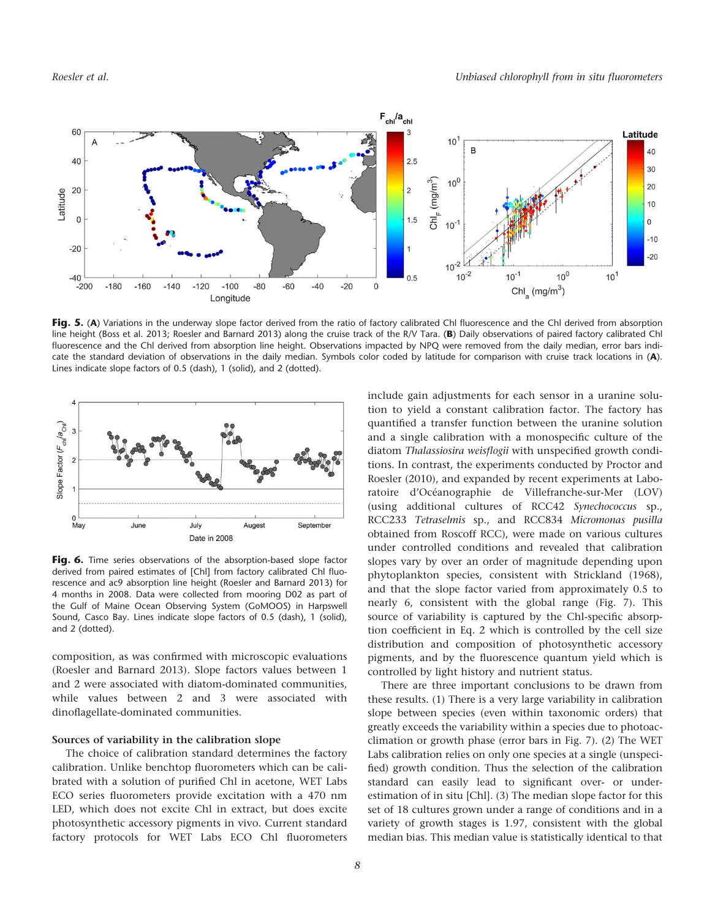**Fig. 5.** (**A**) Variations in the underway slope factor derived from the ratio of factory calibrated Chl fluorescence and the Chl derived from absorption line height (Boss et al. 2013; Roesler and Barnard 2013) along the cruise track of the R/V Tara. (**B**) Daily observations of paired factory calibrated Chl fluorescence and the Chl derived from absorption line height. Observations impacted by NPQ were removed from the daily median, error bars indicate the standard deviation of observations in the daily median. Symbols color coded by latitude for comparison with cruise track locations in (**A**). Lines indicate slope factors of 0.5 (dash), 1 (solid), and 2 (dotted).

**Fig. 6.** Time series observations of the absorption-based slope factor derived from paired estimates of [Chl] from factory calibrated Chl fluorescence and ac9 absorption line height (Roesler and Barnard 2013) for 4 months in 2008. Data were collected from mooring D02 as part of the Gulf of Maine Ocean Observing System (GoMOOS) in Harpswell Sound, Casco Bay. Lines indicate slope factors of 0.5 (dash), 1 (solid), and 2 (dotted).

composition, as was confirmed with microscopic evaluations (Roesler and Barnard 2013). Slope factors values between 1 and 2 were associated with diatom-dominated communities, while values between 2 and 3 were associated with dinoflagellate-dominated communities.

### Sources of variability in the calibration slope

The choice of calibration standard determines the factory calibration. Unlike benchtop fluorometers which can be calibrated with a solution of purified Chl in acetone, WET Labs ECO series fluorometers provide excitation with a 470 nm LED, which does not excite Chl in extract, but does excite photosynthetic accessory pigments in vivo. Current standard factory protocols for WET Labs ECO Chl fluorometers include gain adjustments for each sensor in a uranine solution to yield a constant calibration factor. The factory has quantified a transfer function between the uranine solution and a single calibration with a monospecific culture of the diatom *Thalassiosira weisflogii* with unspecified growth conditions. In contrast, the experiments conducted by Proctor and Roesler (2010), and expanded by recent experiments at Laboratoire d'Océanographie de Villefranche-sur-Mer (LOV) (using additional cultures of RCC42 *Synechococcus* sp., RCC233 *Tetraselmis* sp., and RCC834 *Micromonas pusilla* obtained from Roscoff RCC), were made on various cultures under controlled conditions and revealed that calibration slopes vary by over an order of magnitude depending upon phytoplankton species, consistent with Strickland (1968), and that the slope factor varied from approximately 0.5 to nearly 6, consistent with the global range (Fig. 7). This source of variability is captured by the Chl-specific absorption coefficient in Eq. 2 which is controlled by the cell size distribution and composition of photosynthetic accessory pigments, and by the fluorescence quantum yield which is controlled by light history and nutrient status.

There are three important conclusions to be drawn from these results. (1) There is a very large variability in calibration slope between species (even within taxonomic orders) that greatly exceeds the variability within a species due to photoacclimation or growth phase (error bars in Fig. 7). (2) The WET Labs calibration relies on only one species at a single (unspecified) growth condition. Thus the selection of the calibration standard can easily lead to significant over- or underestimation of in situ [Chl]. (3) The median slope factor for this set of 18 cultures grown under a range of conditions and in a variety of growth stages is 1.97, consistent with the global median bias. This median value is statistically identical to that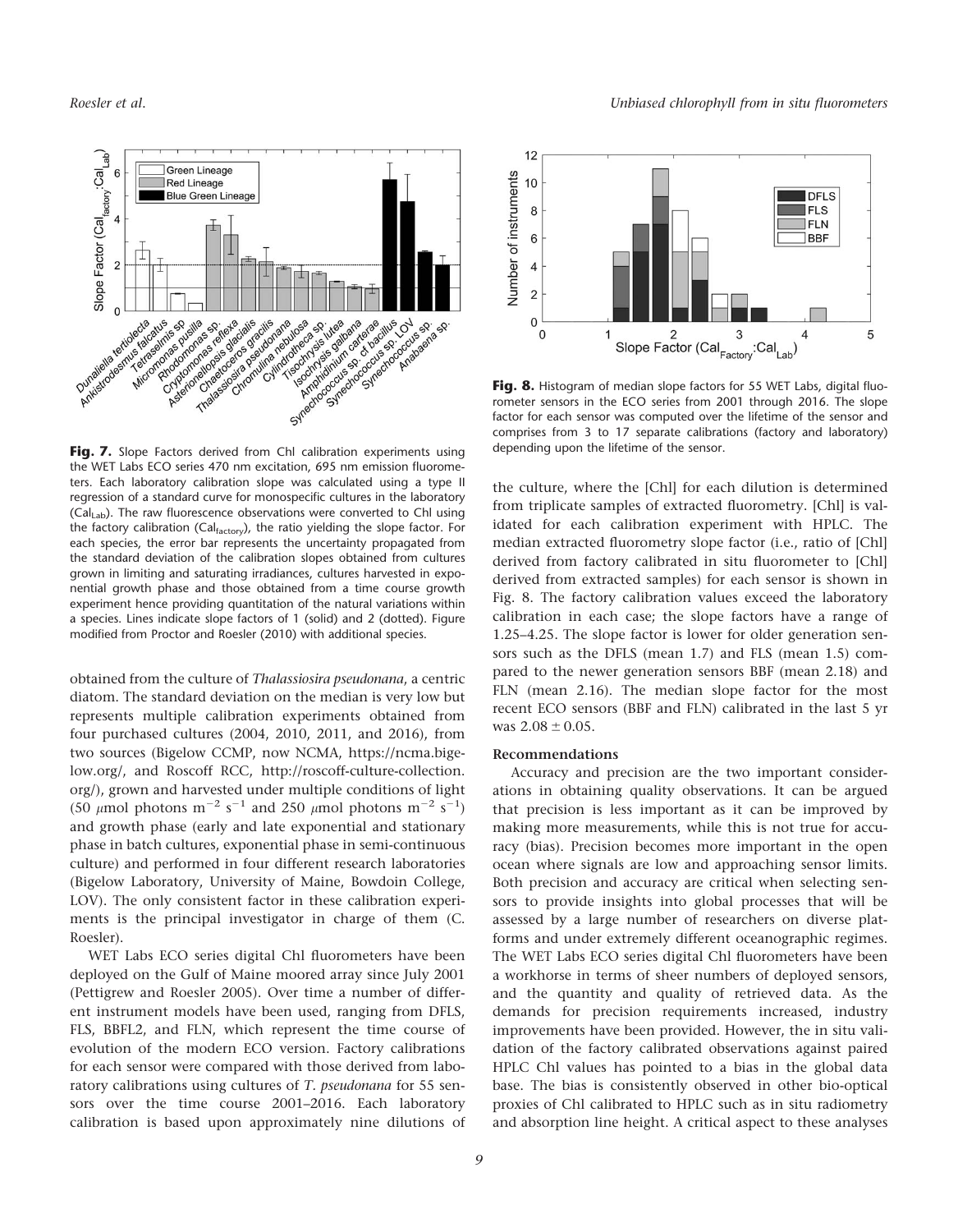**Fig. 7.** Slope Factors derived from Chl calibration experiments using the WET Labs ECO series 470 nm excitation, 695 nm emission fluorometers. Each laboratory calibration slope was calculated using a type II regression of a standard curve for monospecific cultures in the laboratory ($Cal_{Lab}$). The raw fluorescence observations were converted to Chl using the factory calibration ($Cal_{factory}$), the ratio yielding the slope factor. For each species, the error bar represents the uncertainty propagated from the standard deviation of the calibration slopes obtained from cultures grown in limiting and saturating irradiances, cultures harvested in exponential growth phase and those obtained from a time course growth experiment hence providing quantitation of the natural variations within a species. Lines indicate slope factors of 1 (solid) and 2 (dotted). Figure modified from Proctor and Roesler (2010) with additional species.

obtained from the culture of *Thalassiosira pseudonana*, a centric diatom. The standard deviation on the median is very low but represents multiple calibration experiments obtained from four purchased cultures (2004, 2010, 2011, and 2016), from two sources (Bigelow CCMP, now NCMA, https://ncma.bigelow.org/, and Roscoff RCC, http://roscoff-culture-collection.org/), grown and harvested under multiple conditions of light (50 $\mu$mol photons $m^{-2}$ $s^{-1}$ and 250 $\mu$mol photons $m^{-2}$ $s^{-1}$) and growth phase (early and late exponential and stationary phase in batch cultures, exponential phase in semi-continuous culture) and performed in four different research laboratories (Bigelow Laboratory, University of Maine, Bowdoin College, LOV). The only consistent factor in these calibration experiments is the principal investigator in charge of them (C. Roesler).

WET Labs ECO series digital Chl fluorometers have been deployed on the Gulf of Maine moored array since July 2001 (Pettigrew and Roesler 2005). Over time a number of different instrument models have been used, ranging from DFLS, FLS, BBFL2, and FLN, which represent the time course of evolution of the modern ECO version. Factory calibrations for each sensor were compared with those derived from laboratory calibrations using cultures of *T. pseudonana* for 55 sensors over the time course 2001–2016. Each laboratory calibration is based upon approximately nine dilutions of the culture, where the [Chl] for each dilution is determined from triplicate samples of extracted fluorometry. [Chl] is validated for each calibration experiment with HPLC. The median extracted fluorometry slope factor (i.e., ratio of [Chl] derived from factory calibrated in situ fluorometer to [Chl] derived from extracted samples) for each sensor is shown in Fig. 8. The factory calibration values exceed the laboratory calibration in each case; the slope factors have a range of 1.25–4.25. The slope factor is lower for older generation sensors such as the DFLS (mean 1.7) and FLS (mean 1.5) compared to the newer generation sensors BBF (mean 2.18) and FLN (mean 2.16). The median slope factor for the most recent ECO sensors (BBF and FLN) calibrated in the last 5 yr was $2.08 \pm 0.05$.

**Fig. 8.** Histogram of median slope factors for 55 WET Labs, digital fluorometer sensors in the ECO series from 2001 through 2016. The slope factor for each sensor was computed over the lifetime of the sensor and comprises from 3 to 17 separate calibrations (factory and laboratory) depending upon the lifetime of the sensor.

### Recommendations

Accuracy and precision are the two important considerations in obtaining quality observations. It can be argued that precision is less important as it can be improved by making more measurements, while this is not true for accuracy (bias). Precision becomes more important in the open ocean where signals are low and approaching sensor limits. Both precision and accuracy are critical when selecting sensors to provide insights into global processes that will be assessed by a large number of researchers on diverse platforms and under extremely different oceanographic regimes. The WET Labs ECO series digital Chl fluorometers have been a workhorse in terms of sheer numbers of deployed sensors, and the quantity and quality of retrieved data. As the demands for precision requirements increased, industry improvements have been provided. However, the in situ validation of the factory calibrated observations against paired HPLC Chl values has pointed to a bias in the global data base. The bias is consistently observed in other bio-optical proxies of Chl calibrated to HPLC such as in situ radiometry and absorption line height. A critical aspect to these analyses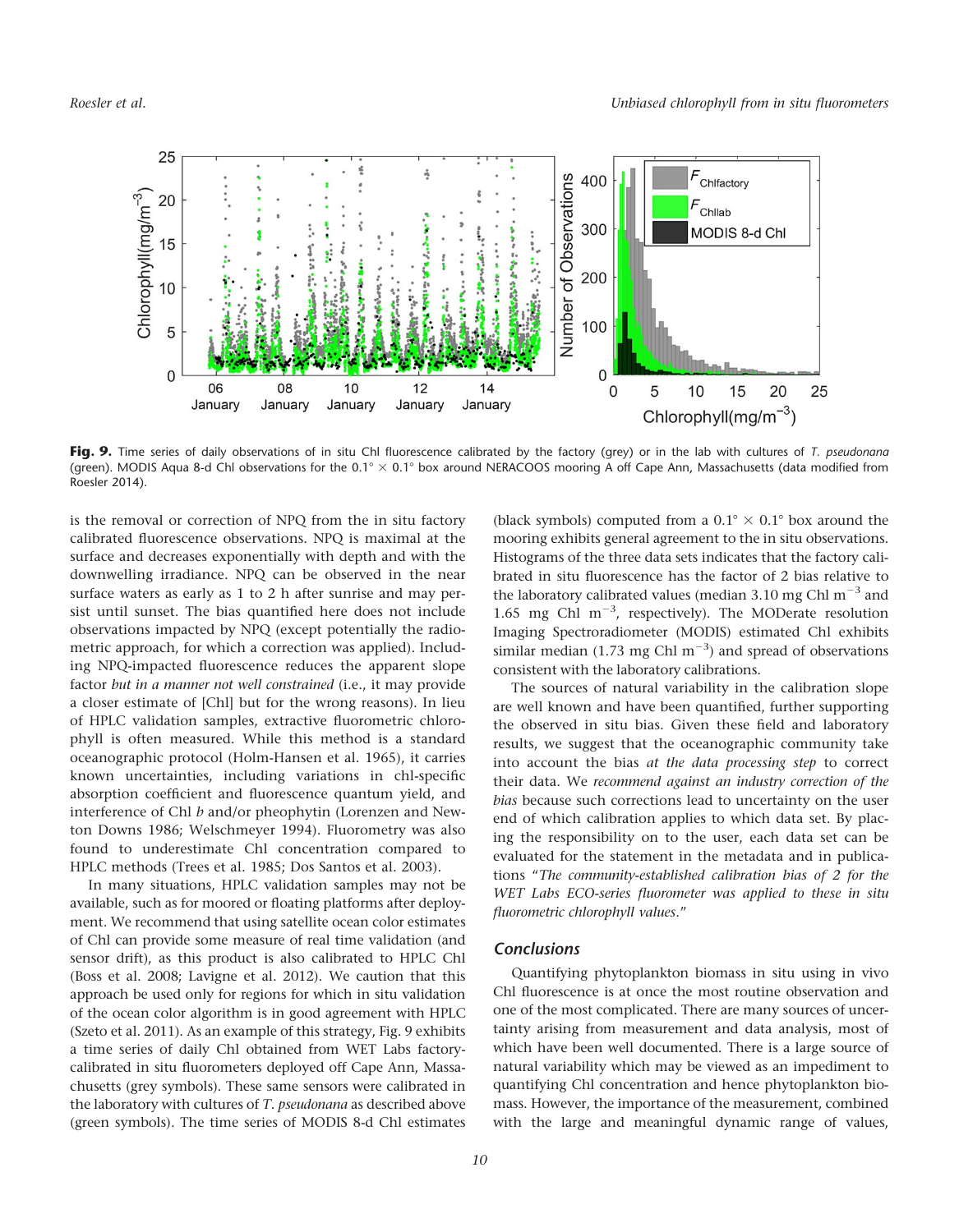**Fig. 9.** Time series of daily observations of in situ Chl fluorescence calibrated by the factory (grey) or in the lab with cultures of *T. pseudonana* (green). MODIS Aqua 8-d Chl observations for the 0.1° × 0.1° box around NERACOOS mooring A off Cape Ann, Massachusetts (data modified from Roesler 2014).

is the removal or correction of NPQ from the in situ factory calibrated fluorescence observations. NPQ is maximal at the surface and decreases exponentially with depth and with the downwelling irradiance. NPQ can be observed in the near surface waters as early as 1 to 2 h after sunrise and may persist until sunset. The bias quantified here does not include observations impacted by NPQ (except potentially the radiometric approach, for which a correction was applied). Including NPQ-impacted fluorescence reduces the apparent slope factor *but in a manner not well constrained* (i.e., it may provide a closer estimate of [Chl] but for the wrong reasons). In lieu of HPLC validation samples, extractive fluorometric chlorophyll is often measured. While this method is a standard oceanographic protocol (Holm-Hansen et al. 1965), it carries known uncertainties, including variations in chl-specific absorption coefficient and fluorescence quantum yield, and interference of Chl *b* and/or pheophytin (Lorenzen and Newton Downs 1986; Welschmeyer 1994). Fluorometry was also found to underestimate Chl concentration compared to HPLC methods (Trees et al. 1985; Dos Santos et al. 2003).

In many situations, HPLC validation samples may not be available, such as for moored or floating platforms after deployment. We recommend that using satellite ocean color estimates of Chl can provide some measure of real time validation (and sensor drift), as this product is also calibrated to HPLC Chl (Boss et al. 2008; Lavigne et al. 2012). We caution that this approach be used only for regions for which in situ validation of the ocean color algorithm is in good agreement with HPLC (Szeto et al. 2011). As an example of this strategy, Fig. 9 exhibits a time series of daily Chl obtained from WET Labs factory-calibrated in situ fluorometers deployed off Cape Ann, Massachusetts (grey symbols). These same sensors were calibrated in the laboratory with cultures of *T. pseudonana* as described above (green symbols). The time series of MODIS 8-d Chl estimates (black symbols) computed from a 0.1° × 0.1° box around the mooring exhibits general agreement to the in situ observations. Histograms of the three data sets indicates that the factory calibrated in situ fluorescence has the factor of 2 bias relative to the laboratory calibrated values (median 3.10 mg Chl $m^{-3}$ and 1.65 mg Chl $m^{-3}$, respectively). The MODerate resolution Imaging Spectroradiometer (MODIS) estimated Chl exhibits similar median (1.73 mg Chl $m^{-3}$) and spread of observations consistent with the laboratory calibrations.

The sources of natural variability in the calibration slope are well known and have been quantified, further supporting the observed in situ bias. Given these field and laboratory results, we suggest that the oceanographic community take into account the bias *at the data processing step* to correct their data. We *recommend against an industry correction of the bias* because such corrections lead to uncertainty on the user end of which calibration applies to which data set. By placing the responsibility on to the user, each data set can be evaluated for the statement in the metadata and in publications "*The community-established calibration bias of 2 for the WET Labs ECO-series fluorometer was applied to these in situ fluorometric chlorophyll values.*"

## Conclusions

Quantifying phytoplankton biomass in situ using in vivo Chl fluorescence is at once the most routine observation and one of the most complicated. There are many sources of uncertainty arising from measurement and data analysis, most of which have been well documented. There is a large source of natural variability which may be viewed as an impediment to quantifying Chl concentration and hence phytoplankton biomass. However, the importance of the measurement, combined with the large and meaningful dynamic range of values,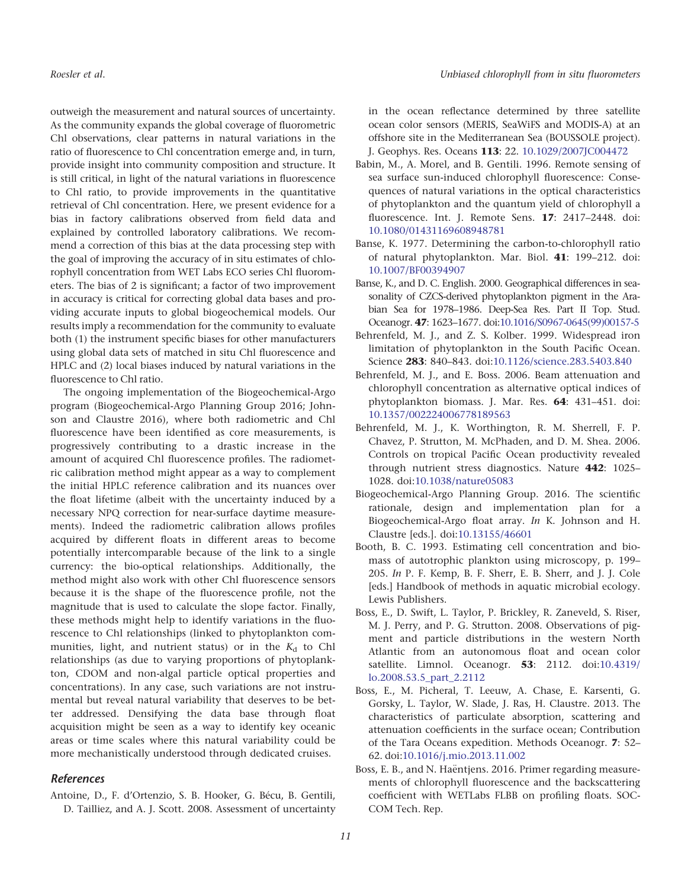outweigh the measurement and natural sources of uncertainty. As the community expands the global coverage of fluorometric Chl observations, clear patterns in natural variations in the ratio of fluorescence to Chl concentration emerge and, in turn, provide insight into community composition and structure. It is still critical, in light of the natural variations in fluorescence to Chl ratio, to provide improvements in the quantitative retrieval of Chl concentration. Here, we present evidence for a bias in factory calibrations observed from field data and explained by controlled laboratory calibrations. We recommend a correction of this bias at the data processing step with the goal of improving the accuracy of in situ estimates of chlorophyll concentration from WET Labs ECO series Chl fluorometers. The bias of 2 is significant; a factor of two improvement in accuracy is critical for correcting global data bases and providing accurate inputs to global biogeochemical models. Our results imply a recommendation for the community to evaluate both (1) the instrument specific biases for other manufacturers using global data sets of matched in situ Chl fluorescence and HPLC and (2) local biases induced by natural variations in the fluorescence to Chl ratio.

The ongoing implementation of the Biogeochemical-Argo program (Biogeochemical-Argo Planning Group 2016; Johnson and Claustre 2016), where both radiometric and Chl fluorescence have been identified as core measurements, is progressively contributing to a drastic increase in the amount of acquired Chl fluorescence profiles. The radiometric calibration method might appear as a way to complement the initial HPLC reference calibration and its nuances over the float lifetime (albeit with the uncertainty induced by a necessary NPQ correction for near-surface daytime measurements). Indeed the radiometric calibration allows profiles acquired by different floats in different areas to become potentially intercomparable because of the link to a single currency: the bio-optical relationships. Additionally, the method might also work with other Chl fluorescence sensors because it is the shape of the fluorescence profile, not the magnitude that is used to calculate the slope factor. Finally, these methods might help to identify variations in the fluorescence to Chl relationships (linked to phytoplankton communities, light, and nutrient status) or in the $K_d$ to Chl relationships (as due to varying proportions of phytoplankton, CDOM and non-algal particle optical properties and concentrations). In any case, such variations are not instrumental but reveal natural variability that deserves to be better addressed. Densifying the data base through float acquisition might be seen as a way to identify key oceanic areas or time scales where this natural variability could be more mechanistically understood through dedicated cruises.

## References

Antoine, D., F. d'Ortenzio, S. B. Hooker, G. Bécu, B. Gentili, D. Tailliez, and A. J. Scott. 2008. Assessment of uncertainty in the ocean reflectance determined by three satellite ocean color sensors (MERIS, SeaWiFS and MODIS-A) at an offshore site in the Mediterranean Sea (BOUSSOLE project). J. Geophys. Res. Oceans **113**: 22. 10.1029/2007JC004472

Babin, M., A. Morel, and B. Gentili. 1996. Remote sensing of sea surface sun-induced chlorophyll fluorescence: Consequences of natural variations in the optical characteristics of phytoplankton and the quantum yield of chlorophyll a fluorescence. Int. J. Remote Sens. **17**: 2417–2448. doi: 10.1080/01431169608948781

Banse, K. 1977. Determining the carbon-to-chlorophyll ratio of natural phytoplankton. Mar. Biol. **41**: 199–212. doi: 10.1007/BF00394907

Banse, K., and D. C. English. 2000. Geographical differences in seasonality of CZCS-derived phytoplankton pigment in the Arabian Sea for 1978–1986. Deep-Sea Res. Part II Top. Stud. Oceanogr. **47**: 1623–1677. doi:10.1016/S0967-0645(99)00157-5

Behrenfeld, M. J., and Z. S. Kolber. 1999. Widespread iron limitation of phytoplankton in the South Pacific Ocean. Science **283**: 840–843. doi:10.1126/science.283.5403.840

Behrenfeld, M. J., and E. Boss. 2006. Beam attenuation and chlorophyll concentration as alternative optical indices of phytoplankton biomass. J. Mar. Res. **64**: 431–451. doi: 10.1357/002224006778189563

Behrenfeld, M. J., K. Worthington, R. M. Sherrell, F. P. Chavez, P. Strutton, M. McPhaden, and D. M. Shea. 2006. Controls on tropical Pacific Ocean productivity revealed through nutrient stress diagnostics. Nature **442**: 1025–1028. doi:10.1038/nature05083

Biogeochemical-Argo Planning Group. 2016. The scientific rationale, design and implementation plan for a Biogeochemical-Argo float array. *In* K. Johnson and H. Claustre [eds.]. doi:10.13155/46601

Booth, B. C. 1993. Estimating cell concentration and biomass of autotrophic plankton using microscopy, p. 199–205. *In* P. F. Kemp, B. F. Sherr, E. B. Sherr, and J. J. Cole [eds.] Handbook of methods in aquatic microbial ecology. Lewis Publishers.

Boss, E., D. Swift, L. Taylor, P. Brickley, R. Zaneveld, S. Riser, M. J. Perry, and P. G. Strutton. 2008. Observations of pigment and particle distributions in the western North Atlantic from an autonomous float and ocean color satellite. Limnol. Oceanogr. **53**: 2112. doi:10.4319/lo.2008.53.5_part_2.2112

Boss, E., M. Picheral, T. Leeuw, A. Chase, E. Karsenti, G. Gorsky, L. Taylor, W. Slade, J. Ras, H. Claustre. 2013. The characteristics of particulate absorption, scattering and attenuation coefficients in the surface ocean; Contribution of the Tara Oceans expedition. Methods Oceanogr. **7**: 52–62. doi:10.1016/j.mio.2013.11.002

Boss, E. B., and N. Haëntjens. 2016. Primer regarding measurements of chlorophyll fluorescence and the backscattering coefficient with WETLabs FLBB on profiling floats. SOCCOM Tech. Rep.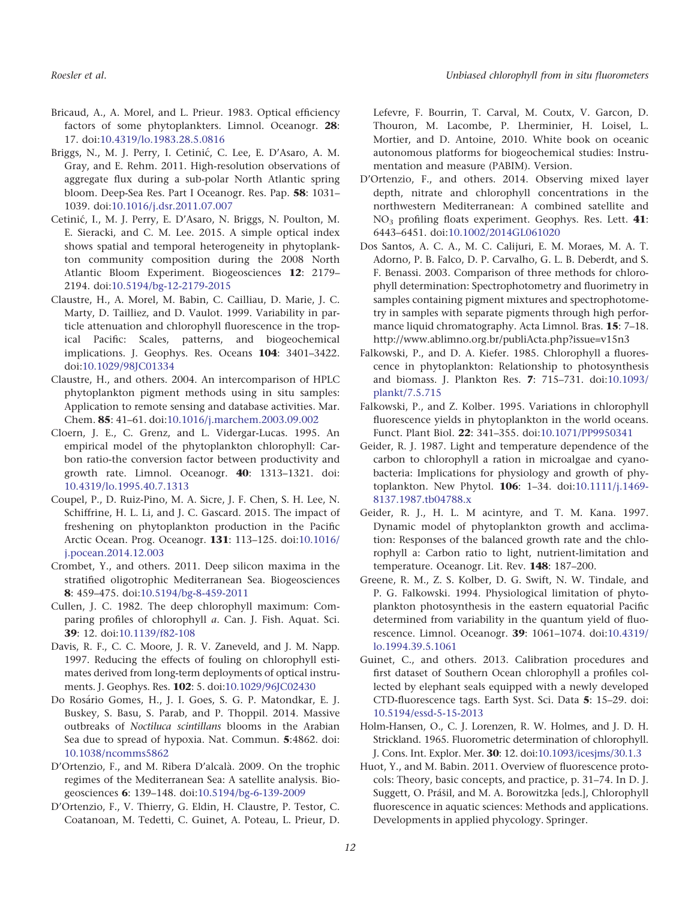Bricaud, A., A. Morel, and L. Prieur. 1983. Optical efficiency factors of some phytoplankters. Limnol. Oceanogr. **28**: 17. doi:10.4319/lo.1983.28.5.0816

Briggs, N., M. J. Perry, I. Cetinić, C. Lee, E. D'Asaro, A. M. Gray, and E. Rehm. 2011. High-resolution observations of aggregate flux during a sub-polar North Atlantic spring bloom. Deep-Sea Res. Part I Oceanogr. Res. Pap. **58**: 1031–1039. doi:10.1016/j.dsr.2011.07.007

Cetinić, I., M. J. Perry, E. D'Asaro, N. Briggs, N. Poulton, M. E. Sieracki, and C. M. Lee. 2015. A simple optical index shows spatial and temporal heterogeneity in phytoplankton community composition during the 2008 North Atlantic Bloom Experiment. Biogeosciences **12**: 2179–2194. doi:10.5194/bg-12-2179-2015

Claustre, H., A. Morel, M. Babin, C. Cailliau, D. Marie, J. C. Marty, D. Tailliez, and D. Vaulot. 1999. Variability in particle attenuation and chlorophyll fluorescence in the tropical Pacific: Scales, patterns, and biogeochemical implications. J. Geophys. Res. Oceans **104**: 3401–3422. doi:10.1029/98JC01334

Claustre, H., and others. 2004. An intercomparison of HPLC phytoplankton pigment methods using in situ samples: Application to remote sensing and database activities. Mar. Chem. **85**: 41–61. doi:10.1016/j.marchem.2003.09.002

Cloern, J. E., C. Grenz, and L. Vidergar-Lucas. 1995. An empirical model of the phytoplankton chlorophyll: Carbon ratio-the conversion factor between productivity and growth rate. Limnol. Oceanogr. **40**: 1313–1321. doi:10.4319/lo.1995.40.7.1313

Coupel, P., D. Ruiz-Pino, M. A. Sicre, J. F. Chen, S. H. Lee, N. Schiffrine, H. L. Li, and J. C. Gascard. 2015. The impact of freshening on phytoplankton production in the Pacific Arctic Ocean. Prog. Oceanogr. **131**: 113–125. doi:10.1016/j.pocean.2014.12.003

Crombet, Y., and others. 2011. Deep silicon maxima in the stratified oligotrophic Mediterranean Sea. Biogeosciences **8**: 459–475. doi:10.5194/bg-8-459-2011

Cullen, J. C. 1982. The deep chlorophyll maximum: Comparing profiles of chlorophyll *a*. Can. J. Fish. Aquat. Sci. **39**: 12. doi:10.1139/f82-108

Davis, R. F., C. C. Moore, J. R. V. Zaneveld, and J. M. Napp. 1997. Reducing the effects of fouling on chlorophyll estimates derived from long-term deployments of optical instruments. J. Geophys. Res. **102**: 5. doi:10.1029/96JC02430

Do Rosário Gomes, H., J. I. Goes, S. G. P. Matondkar, E. J. Buskey, S. Basu, S. Parab, and P. Thoppil. 2014. Massive outbreaks of *Noctiluca scintillans* blooms in the Arabian Sea due to spread of hypoxia. Nat. Commun. **5**:4862. doi:10.1038/ncomms5862

D'Ortenzio, F., and M. Ribera D'alcalà. 2009. On the trophic regimes of the Mediterranean Sea: A satellite analysis. Biogeosciences **6**: 139–148. doi:10.5194/bg-6-139-2009

D'Ortenzio, F., V. Thierry, G. Eldin, H. Claustre, P. Testor, C. Coatanoan, M. Tedetti, C. Guinet, A. Poteau, L. Prieur, D. Lefevre, F. Bourrin, T. Carval, M. Coutx, V. Garcon, D. Thouron, M. Lacombe, P. Lherminier, H. Loisel, L. Mortier, and D. Antoine, 2010. White book on oceanic autonomous platforms for biogeochemical studies: Instrumentation and measure (PABIM). Version.

D'Ortenzio, F., and others. 2014. Observing mixed layer depth, nitrate and chlorophyll concentrations in the northwestern Mediterranean: A combined satellite and $NO_3$ profiling floats experiment. Geophys. Res. Lett. **41**: 6443–6451. doi:10.1002/2014GL061020

Dos Santos, A. C. A., M. C. Calijuri, E. M. Moraes, M. A. T. Adorno, P. B. Falco, D. P. Carvalho, G. L. B. Deberdt, and S. F. Benassi. 2003. Comparison of three methods for chlorophyll determination: Spectrophotometry and fluorimetry in samples containing pigment mixtures and spectrophotometry in samples with separate pigments through high performance liquid chromatography. Acta Limnol. Bras. **15**: 7–18. http://www.ablimno.org.br/publiActa.php?issue=v15n3

Falkowski, P., and D. A. Kiefer. 1985. Chlorophyll a fluorescence in phytoplankton: Relationship to photosynthesis and biomass. J. Plankton Res. **7**: 715–731. doi:10.1093/plankt/7.5.715

Falkowski, P., and Z. Kolber. 1995. Variations in chlorophyll fluorescence yields in phytoplankton in the world oceans. Funct. Plant Biol. **22**: 341–355. doi:10.1071/PP9950341

Geider, R. J. 1987. Light and temperature dependence of the carbon to chlorophyll a ration in microalgae and cyanobacteria: Implications for physiology and growth of phytoplankton. New Phytol. **106**: 1–34. doi:10.1111/j.1469-8137.1987.tb04788.x

Geider, R. J., H. L. M acintyre, and T. M. Kana. 1997. Dynamic model of phytoplankton growth and acclimation: Responses of the balanced growth rate and the chlorophyll a: Carbon ratio to light, nutrient-limitation and temperature. Oceanogr. Lit. Rev. **148**: 187–200.

Greene, R. M., Z. S. Kolber, D. G. Swift, N. W. Tindale, and P. G. Falkowski. 1994. Physiological limitation of phytoplankton photosynthesis in the eastern equatorial Pacific determined from variability in the quantum yield of fluorescence. Limnol. Oceanogr. **39**: 1061–1074. doi:10.4319/lo.1994.39.5.1061

Guinet, C., and others. 2013. Calibration procedures and first dataset of Southern Ocean chlorophyll a profiles collected by elephant seals equipped with a newly developed CTD-fluorescence tags. Earth Syst. Sci. Data **5**: 15–29. doi:10.5194/essd-5-15-2013

Holm-Hansen, O., C. J. Lorenzen, R. W. Holmes, and J. D. H. Strickland. 1965. Fluorometric determination of chlorophyll. J. Cons. Int. Explor. Mer. **30**: 12. doi:10.1093/icesjms/30.1.3

Huot, Y., and M. Babin. 2011. Overview of fluorescence protocols: Theory, basic concepts, and practice, p. 31–74. In D. J. Suggett, O. Prášil, and M. A. Borowitzka [eds.], Chlorophyll fluorescence in aquatic sciences: Methods and applications. Developments in applied phycology. Springer.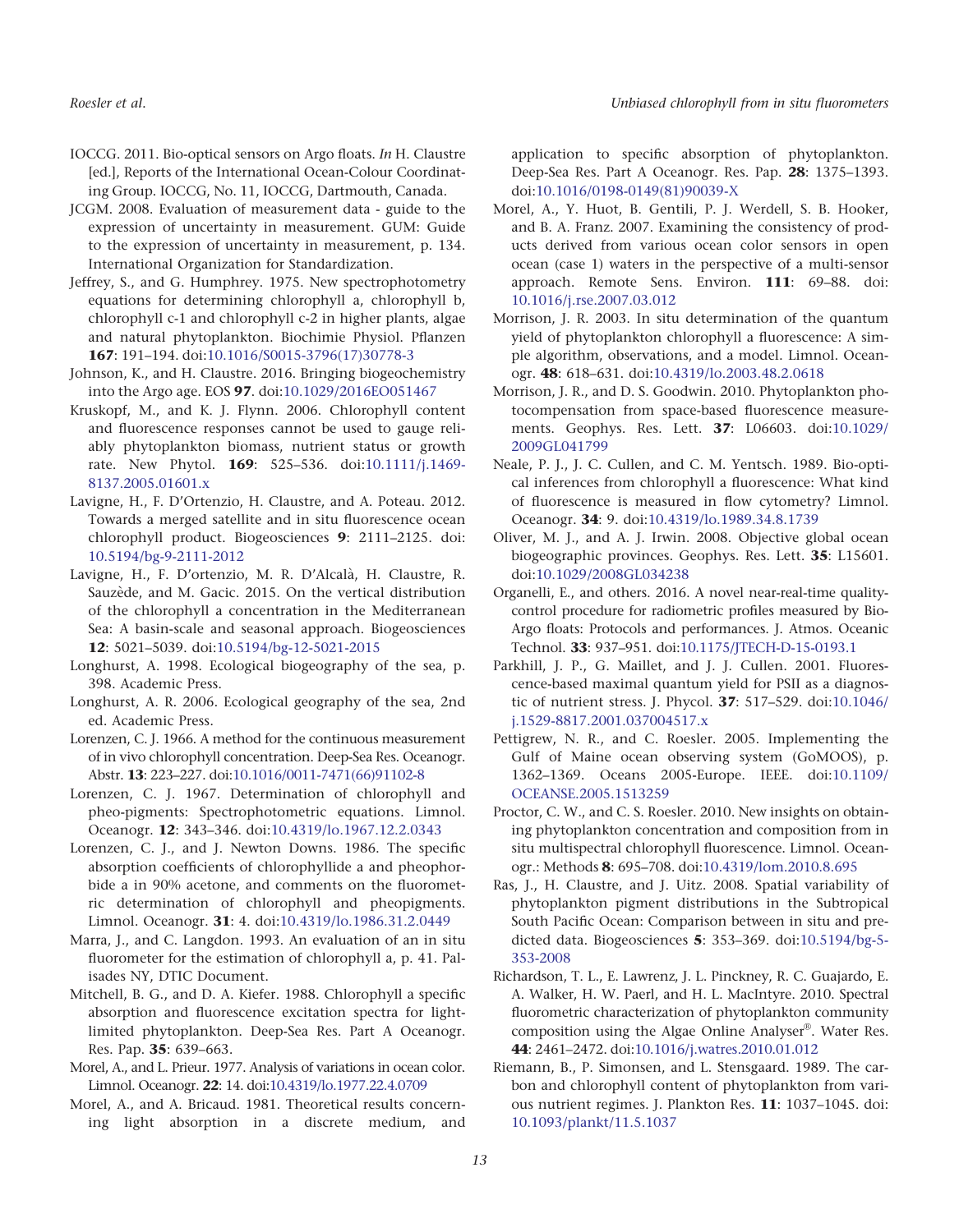IOCCG. 2011. Bio-optical sensors on Argo floats. *In* H. Claustre [ed.], Reports of the International Ocean-Colour Coordinating Group. IOCCG, No. 11, IOCCG, Dartmouth, Canada.

JCGM. 2008. Evaluation of measurement data - guide to the expression of uncertainty in measurement. GUM: Guide to the expression of uncertainty in measurement, p. 134. International Organization for Standardization.

Jeffrey, S., and G. Humphrey. 1975. New spectrophotometry equations for determining chlorophyll a, chlorophyll b, chlorophyll c-1 and chlorophyll c-2 in higher plants, algae and natural phytoplankton. Biochimie Physiol. Pflanzen **167**: 191–194. doi:10.1016/S0015-3796(17)30778-3

Johnson, K., and H. Claustre. 2016. Bringing biogeochemistry into the Argo age. EOS **97**. doi:10.1029/2016EO051467

Kruskopf, M., and K. J. Flynn. 2006. Chlorophyll content and fluorescence responses cannot be used to gauge reliably phytoplankton biomass, nutrient status or growth rate. New Phytol. **169**: 525–536. doi:10.1111/j.1469-8137.2005.01601.x

Lavigne, H., F. D'Ortenzio, H. Claustre, and A. Poteau. 2012. Towards a merged satellite and in situ fluorescence ocean chlorophyll product. Biogeosciences **9**: 2111–2125. doi: 10.5194/bg-9-2111-2012

Lavigne, H., F. D'ortenzio, M. R. D'Alcalà, H. Claustre, R. Sauzède, and M. Gacic. 2015. On the vertical distribution of the chlorophyll a concentration in the Mediterranean Sea: A basin-scale and seasonal approach. Biogeosciences **12**: 5021–5039. doi:10.5194/bg-12-5021-2015

Longhurst, A. 1998. Ecological biogeography of the sea, p. 398. Academic Press.

Longhurst, A. R. 2006. Ecological geography of the sea, 2nd ed. Academic Press.

Lorenzen, C. J. 1966. A method for the continuous measurement of in vivo chlorophyll concentration. Deep-Sea Res. Oceanogr. Abstr. **13**: 223–227. doi:10.1016/0011-7471(66)91102-8

Lorenzen, C. J. 1967. Determination of chlorophyll and pheo-pigments: Spectrophotometric equations. Limnol. Oceanogr. **12**: 343–346. doi:10.4319/lo.1967.12.2.0343

Lorenzen, C. J., and J. Newton Downs. 1986. The specific absorption coefficients of chlorophyllide a and pheophorbide a in 90% acetone, and comments on the fluorometric determination of chlorophyll and pheopigments. Limnol. Oceanogr. **31**: 4. doi:10.4319/lo.1986.31.2.0449

Marra, J., and C. Langdon. 1993. An evaluation of an in situ fluorometer for the estimation of chlorophyll a, p. 41. Palisades NY, DTIC Document.

Mitchell, B. G., and D. A. Kiefer. 1988. Chlorophyll a specific absorption and fluorescence excitation spectra for light-limited phytoplankton. Deep-Sea Res. Part A Oceanogr. Res. Pap. **35**: 639–663.

Morel, A., and L. Prieur. 1977. Analysis of variations in ocean color. Limnol. Oceanogr. **22**: 14. doi:10.4319/lo.1977.22.4.0709

Morel, A., and A. Bricaud. 1981. Theoretical results concerning light absorption in a discrete medium, and application to specific absorption of phytoplankton. Deep-Sea Res. Part A Oceanogr. Res. Pap. **28**: 1375–1393. doi:10.1016/0198-0149(81)90039-X

Morel, A., Y. Huot, B. Gentili, P. J. Werdell, S. B. Hooker, and B. A. Franz. 2007. Examining the consistency of products derived from various ocean color sensors in open ocean (case 1) waters in the perspective of a multi-sensor approach. Remote Sens. Environ. **111**: 69–88. doi: 10.1016/j.rse.2007.03.012

Morrison, J. R. 2003. In situ determination of the quantum yield of phytoplankton chlorophyll a fluorescence: A simple algorithm, observations, and a model. Limnol. Oceanogr. **48**: 618–631. doi:10.4319/lo.2003.48.2.0618

Morrison, J. R., and D. S. Goodwin. 2010. Phytoplankton photocompensation from space-based fluorescence measurements. Geophys. Res. Lett. **37**: L06603. doi:10.1029/2009GL041799

Neale, P. J., J. C. Cullen, and C. M. Yentsch. 1989. Bio-optical inferences from chlorophyll a fluorescence: What kind of fluorescence is measured in flow cytometry? Limnol. Oceanogr. **34**: 9. doi:10.4319/lo.1989.34.8.1739

Oliver, M. J., and A. J. Irwin. 2008. Objective global ocean biogeographic provinces. Geophys. Res. Lett. **35**: L15601. doi:10.1029/2008GL034238

Organelli, E., and others. 2016. A novel near-real-time quality-control procedure for radiometric profiles measured by Bio-Argo floats: Protocols and performances. J. Atmos. Oceanic Technol. **33**: 937–951. doi:10.1175/JTECH-D-15-0193.1

Parkhill, J. P., G. Maillet, and J. J. Cullen. 2001. Fluorescence-based maximal quantum yield for PSII as a diagnostic of nutrient stress. J. Phycol. **37**: 517–529. doi:10.1046/j.1529-8817.2001.037004517.x

Pettigrew, N. R., and C. Roesler. 2005. Implementing the Gulf of Maine ocean observing system (GoMOOS), p. 1362–1369. Oceans 2005-Europe. IEEE. doi:10.1109/OCEANSE.2005.1513259

Proctor, C. W., and C. S. Roesler. 2010. New insights on obtaining phytoplankton concentration and composition from in situ multispectral chlorophyll fluorescence. Limnol. Oceanogr.: Methods **8**: 695–708. doi:10.4319/lom.2010.8.695

Ras, J., H. Claustre, and J. Uitz. 2008. Spatial variability of phytoplankton pigment distributions in the Subtropical South Pacific Ocean: Comparison between in situ and predicted data. Biogeosciences **5**: 353–369. doi:10.5194/bg-5-353-2008

Richardson, T. L., E. Lawrenz, J. L. Pinckney, R. C. Guajardo, E. A. Walker, H. W. Paerl, and H. L. MacIntyre. 2010. Spectral fluorometric characterization of phytoplankton community composition using the Algae Online Analyser®. Water Res. **44**: 2461–2472. doi:10.1016/j.watres.2010.01.012

Riemann, B., P. Simonsen, and L. Stensgaard. 1989. The carbon and chlorophyll content of phytoplankton from various nutrient regimes. J. Plankton Res. **11**: 1037–1045. doi: 10.1093/plankt/11.5.1037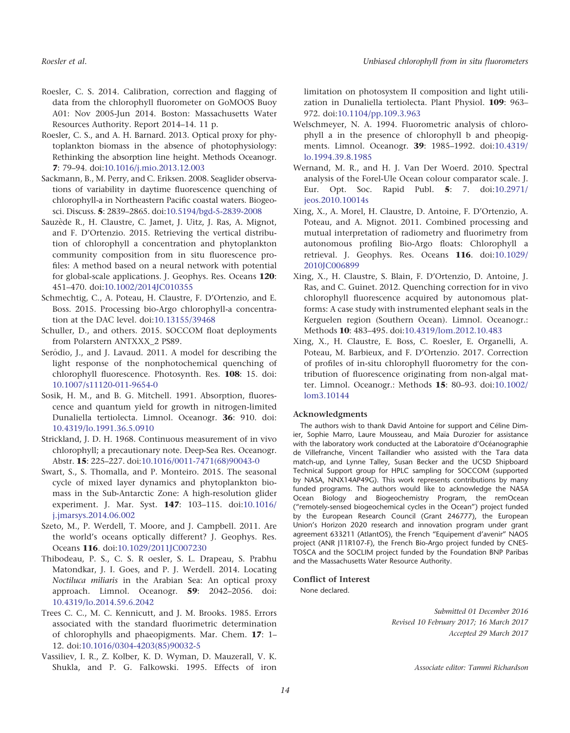Roesler, C. S. 2014. Calibration, correction and flagging of data from the chlorophyll fluorometer on GoMOOS Buoy A01: Nov 2005-Jun 2014. Boston: Massachusetts Water Resources Authority. Report 2014–14. 11 p.

Roesler, C. S., and A. H. Barnard. 2013. Optical proxy for phytoplankton biomass in the absence of photophysiology: Rethinking the absorption line height. Methods Oceanogr. **7**: 79–94. doi:10.1016/j.mio.2013.12.003

Sackmann, B., M. Perry, and C. Eriksen. 2008. Seaglider observations of variability in daytime fluorescence quenching of chlorophyll-a in Northeastern Pacific coastal waters. Biogeosci. Discuss. **5**: 2839–2865. doi:10.5194/bgd-5-2839-2008

Sauzède R., H. Claustre, C. Jamet, J. Uitz, J. Ras, A. Mignot, and F. D'Ortenzio. 2015. Retrieving the vertical distribution of chlorophyll a concentration and phytoplankton community composition from in situ fluorescence profiles: A method based on a neural network with potential for global-scale applications. J. Geophys. Res. Oceans **120**: 451–470. doi:10.1002/2014JC010355

Schmechtig, C., A. Poteau, H. Claustre, F. D'Ortenzio, and E. Boss. 2015. Processing bio-Argo chlorophyll-a concentration at the DAC level. doi:10.13155/39468

Schuller, D., and others. 2015. SOCCOM float deployments from Polarstern ANTXXX_2 PS89.

Serôdio, J., and J. Lavaud. 2011. A model for describing the light response of the nonphotochemical quenching of chlorophyll fluorescence. Photosynth. Res. **108**: 15. doi:10.1007/s11120-011-9654-0

Sosik, H. M., and B. G. Mitchell. 1991. Absorption, fluorescence and quantum yield for growth in nitrogen-limited Dunaliella tertiolecta. Limnol. Oceanogr. **36**: 910. doi:10.4319/lo.1991.36.5.0910

Strickland, J. D. H. 1968. Continuous measurement of in vivo chlorophyll; a precautionary note. Deep-Sea Res. Oceanogr. Abstr. **15**: 225–227. doi:10.1016/0011-7471(68)90043-0

Swart, S., S. Thomalla, and P. Monteiro. 2015. The seasonal cycle of mixed layer dynamics and phytoplankton biomass in the Sub-Antarctic Zone: A high-resolution glider experiment. J. Mar. Syst. **147**: 103–115. doi:10.1016/j.jmarsys.2014.06.002

Szeto, M., P. Werdell, T. Moore, and J. Campbell. 2011. Are the world's oceans optically different? J. Geophys. Res. Oceans **116**. doi:10.1029/2011JC007230

Thibodeau, P. S., C. S. R oesler, S. L. Drapeau, S. Prabhu Matondkar, J. I. Goes, and P. J. Werdell. 2014. Locating *Noctiluca miliaris* in the Arabian Sea: An optical proxy approach. Limnol. Oceanogr. **59**: 2042–2056. doi:10.4319/lo.2014.59.6.2042

Trees C. C., M. C. Kennicutt, and J. M. Brooks. 1985. Errors associated with the standard fluorimetric determination of chlorophylls and phaeopigments. Mar. Chem. **17**: 1–12. doi:10.1016/0304-4203(85)90032-5

Vassiliev, I. R., Z. Kolber, K. D. Wyman, D. Mauzerall, V. K. Shukla, and P. G. Falkowski. 1995. Effects of iron limitation on photosystem II composition and light utilization in Dunaliella tertiolecta. Plant Physiol. **109**: 963–972. doi:10.1104/pp.109.3.963

Welschmeyer, N. A. 1994. Fluorometric analysis of chlorophyll a in the presence of chlorophyll b and pheopigments. Limnol. Oceanogr. **39**: 1985–1992. doi:10.4319/lo.1994.39.8.1985

Wernand, M. R., and H. J. Van Der Woerd. 2010. Spectral analysis of the Forel-Ule Ocean colour comparator scale. J. Eur. Opt. Soc. Rapid Publ. **5**: 7. doi:10.2971/jeos.2010.10014s

Xing, X., A. Morel, H. Claustre, D. Antoine, F. D'Ortenzio, A. Poteau, and A. Mignot. 2011. Combined processing and mutual interpretation of radiometry and fluorimetry from autonomous profiling Bio-Argo floats: Chlorophyll a retrieval. J. Geophys. Res. Oceans **116**. doi:10.1029/2010JC006899

Xing, X., H. Claustre, S. Blain, F. D'Ortenzio, D. Antoine, J. Ras, and C. Guinet. 2012. Quenching correction for in vivo chlorophyll fluorescence acquired by autonomous platforms: A case study with instrumented elephant seals in the Kerguelen region (Southern Ocean). Limnol. Oceanogr.: Methods **10**: 483–495. doi:10.4319/lom.2012.10.483

Xing, X., H. Claustre, E. Boss, C. Roesler, E. Organelli, A. Poteau, M. Barbieux, and F. D'Ortenzio. 2017. Correction of profiles of in-situ chlorophyll fluorometry for the contribution of fluorescence originating from non-algal matter. Limnol. Oceanogr.: Methods **15**: 80–93. doi:10.1002/lom3.10144

## Acknowledgments

The authors wish to thank David Antoine for support and Céline Dimier, Sophie Marro, Laure Mousseau, and Maïa Durozier for assistance with the laboratory work conducted at the Laboratoire d'Océanographie de Villefranche, Vincent Taillandier who assisted with the Tara data match-up, and Lynne Talley, Susan Becker and the UCSD Shipboard Technical Support group for HPLC sampling for SOCCOM (supported by NASA, NNX14AP49G). This work represents contributions by many funded programs. The authors would like to acknowledge the NASA Ocean Biology and Biogeochemistry Program, the remOcean ("remotely-sensed biogeochemical cycles in the Ocean") project funded by the European Research Council (Grant 246777), the European Union's Horizon 2020 research and innovation program under grant agreement 633211 (AtlantOS), the French "Equipement d'avenir" NAOS project (ANR J11R107-F), the French Bio-Argo project funded by CNES-TOSCA and the SOCLIM project funded by the Foundation BNP Paribas and the Massachusetts Water Resource Authority.

## Conflict of Interest

None declared.

*Submitted 01 December 2016*
*Revised 10 February 2017; 16 March 2017*
*Accepted 29 March 2017*

*Associate editor: Tammi Richardson*